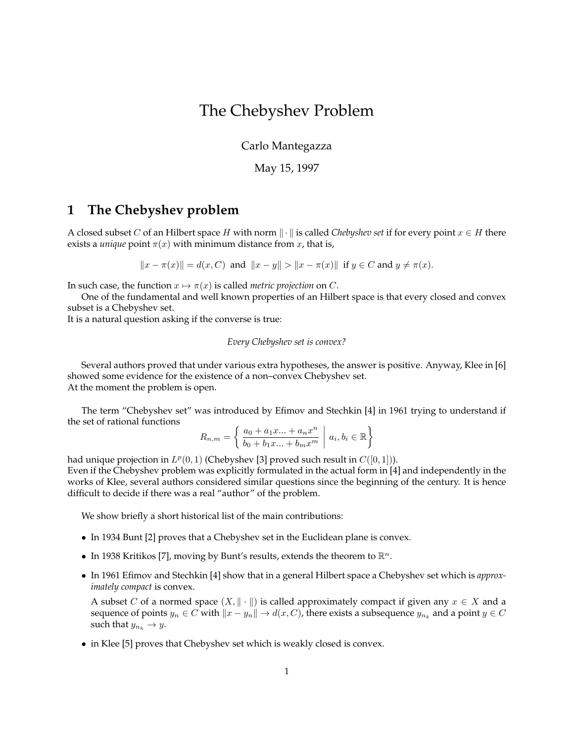// The Chebyshev Problem

Carlo Mantegazza

May 15, 1997

## 1 The Chebyshev problem

A closed subset $C$ of an Hilbert space $H$ with norm $\|\cdot\|$ is called *Chebyshev set* if for every point $x \in H$ there exists a *unique* point $\pi(x)$ with minimum distance from $x$, that is,

$$\|x - \pi(x)\| = d(x, C) \text{ and } \|x - y\| > \|x - \pi(x)\| \text{ if } y \in C \text{ and } y \neq \pi(x).$$

In such case, the function $x \mapsto \pi(x)$ is called *metric projection* on $C$.

One of the fundamental and well known properties of an Hilbert space is that every closed and convex subset is a Chebyshev set.
It is a natural question asking if the converse is true:

*Every Chebyshev set is convex?*

Several authors proved that under various extra hypotheses, the answer is positive. Anyway, Klee in [6] showed some evidence for the existence of a non–convex Chebyshev set.
At the moment the problem is open.

The term "Chebyshev set" was introduced by Efimov and Stechkin [4] in 1961 trying to understand if the set of rational functions

$$R_{n,m} = \left\{ \frac{a_0 + a_1 x ... + a_n x^n}{b_0 + b_1 x ... + b_m x^m} \;\middle|\; a_i, b_i \in \mathbb{R} \right\}$$

had unique projection in $L^p(0,1)$ (Chebyshev [3] proved such result in $C([0,1])$).
Even if the Chebyshev problem was explicitly formulated in the actual form in [4] and independently in the works of Klee, several authors considered similar questions since the beginning of the century. It is hence difficult to decide if there was a real "author" of the problem.

We show briefly a short historical list of the main contributions:

- In 1934 Bunt [2] proves that a Chebyshev set in the Euclidean plane is convex.
- In 1938 Kritikos [7], moving by Bunt's results, extends the theorem to $\mathbb{R}^n$.
- In 1961 Efimov and Stechkin [4] show that in a general Hilbert space a Chebyshev set which is *approximately compact* is convex.

  A subset $C$ of a normed space $(X, \|\cdot\|)$ is called approximately compact if given any $x \in X$ and a sequence of points $y_n \in C$ with $\|x - y_n\| \to d(x, C)$, there exists a subsequence $y_{n_k}$ and a point $y \in C$ such that $y_{n_k} \to y$.
- in Klee [5] proves that Chebyshev set which is weakly closed is convex.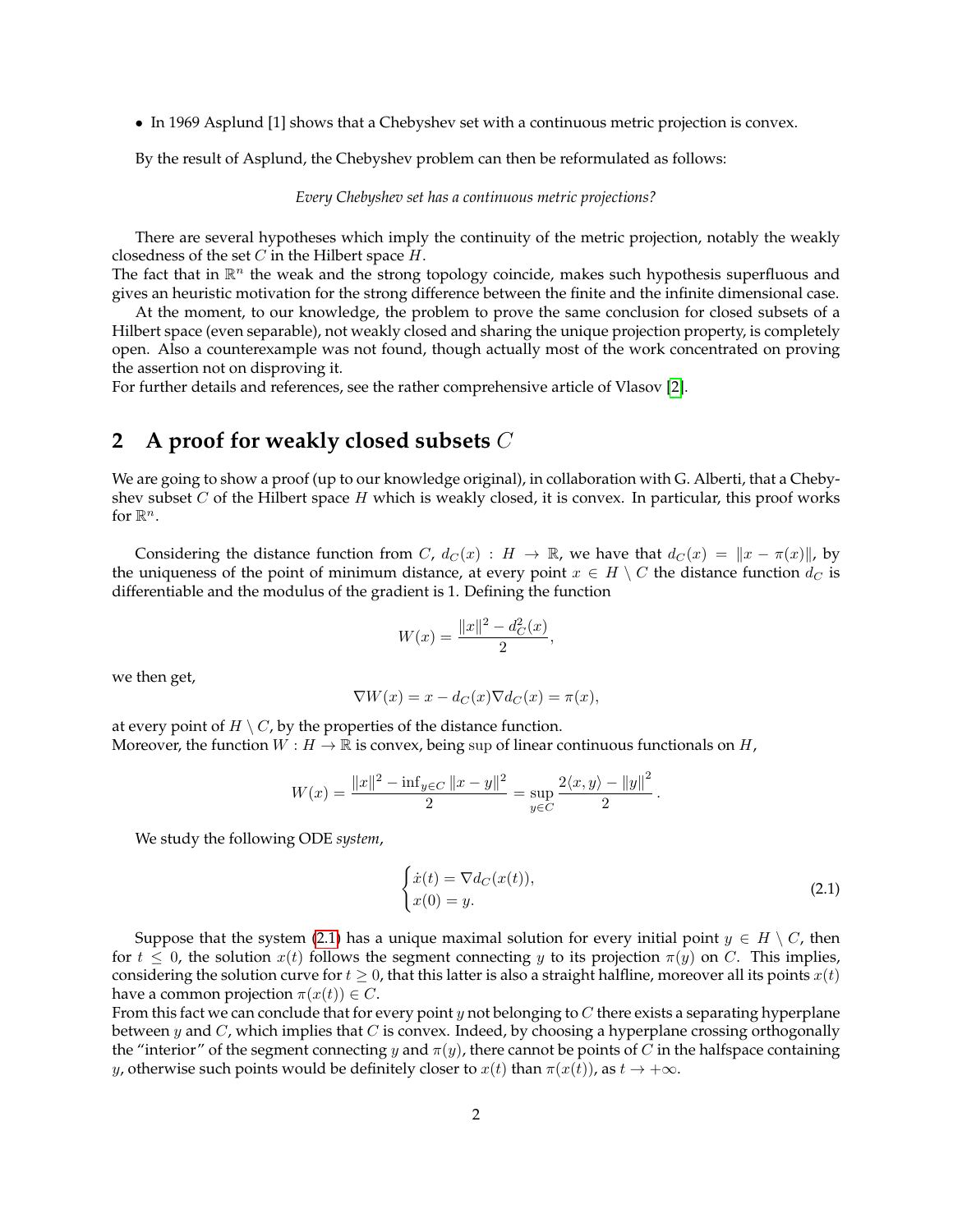- In 1969 Asplund [1] shows that a Chebyshev set with a continuous metric projection is convex.

By the result of Asplund, the Chebyshev problem can then be reformulated as follows:

*Every Chebyshev set has a continuous metric projections?*

There are several hypotheses which imply the continuity of the metric projection, notably the weakly closedness of the set $C$ in the Hilbert space $H$.
The fact that in $\mathbb{R}^n$ the weak and the strong topology coincide, makes such hypothesis superfluous and gives an heuristic motivation for the strong difference between the finite and the infinite dimensional case.

At the moment, to our knowledge, the problem to prove the same conclusion for closed subsets of a Hilbert space (even separable), not weakly closed and sharing the unique projection property, is completely open. Also a counterexample was not found, though actually most of the work concentrated on proving the assertion not on disproving it.
For further details and references, see the rather comprehensive article of Vlasov [2].

## 2 A proof for weakly closed subsets $C$

We are going to show a proof (up to our knowledge original), in collaboration with G. Alberti, that a Chebyshev subset $C$ of the Hilbert space $H$ which is weakly closed, it is convex. In particular, this proof works for $\mathbb{R}^n$.

Considering the distance function from $C$, $d_C(x) : H \to \mathbb{R}$, we have that $d_C(x) = \|x - \pi(x)\|$, by the uniqueness of the point of minimum distance, at every point $x \in H \setminus C$ the distance function $d_C$ is differentiable and the modulus of the gradient is 1. Defining the function

$$W(x) = \frac{\|x\|^2 - d_C^2(x)}{2},$$

we then get,

$$\nabla W(x) = x - d_C(x)\nabla d_C(x) = \pi(x),$$

at every point of $H \setminus C$, by the properties of the distance function.
Moreover, the function $W : H \to \mathbb{R}$ is convex, being sup of linear continuous functionals on $H$,

$$W(x) = \frac{\|x\|^2 - \inf_{y \in C} \|x - y\|^2}{2} = \sup_{y \in C} \frac{2\langle x, y\rangle - \|y\|^2}{2}.$$

We study the following ODE *system*,

$$\begin{cases} \dot{x}(t) = \nabla d_C(x(t)), \\ x(0) = y. \end{cases} \tag{2.1}$$

Suppose that the system (2.1) has a unique maximal solution for every initial point $y \in H \setminus C$, then for $t \leq 0$, the solution $x(t)$ follows the segment connecting $y$ to its projection $\pi(y)$ on $C$. This implies, considering the solution curve for $t \geq 0$, that this latter is also a straight halfline, moreover all its points $x(t)$ have a common projection $\pi(x(t)) \in C$.
From this fact we can conclude that for every point $y$ not belonging to $C$ there exists a separating hyperplane between $y$ and $C$, which implies that $C$ is convex. Indeed, by choosing a hyperplane crossing orthogonally the "interior" of the segment connecting $y$ and $\pi(y)$, there cannot be points of $C$ in the halfspace containing $y$, otherwise such points would be definitely closer to $x(t)$ than $\pi(x(t))$, as $t \to +\infty$.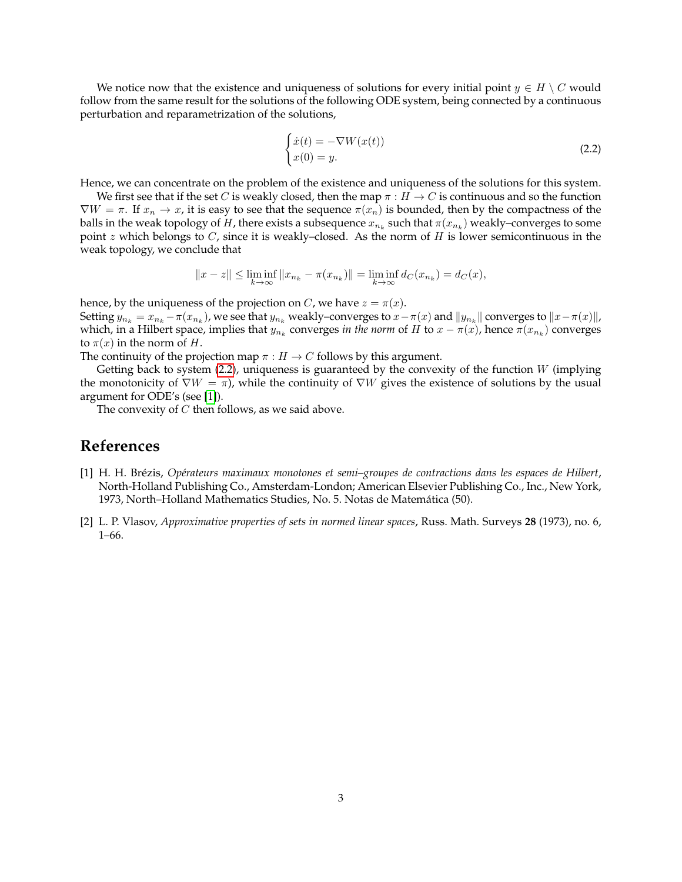We notice now that the existence and uniqueness of solutions for every initial point $y \in H \setminus C$ would follow from the same result for the solutions of the following ODE system, being connected by a continuous perturbation and reparametrization of the solutions,

$$
\begin{cases} \dot{x}(t) = -\nabla W(x(t)) \\ x(0) = y. \end{cases} \tag{2.2}
$$

Hence, we can concentrate on the problem of the existence and uniqueness of the solutions for this system.

We first see that if the set $C$ is weakly closed, then the map $\pi : H \to C$ is continuous and so the function $\nabla W = \pi$. If $x_n \to x$, it is easy to see that the sequence $\pi(x_n)$ is bounded, then by the compactness of the balls in the weak topology of $H$, there exists a subsequence $x_{n_k}$ such that $\pi(x_{n_k})$ weakly–converges to some point $z$ which belongs to $C$, since it is weakly–closed. As the norm of $H$ is lower semicontinuous in the weak topology, we conclude that

$$
\|x - z\| \leq \liminf_{k\to\infty} \|x_{n_k} - \pi(x_{n_k})\| = \liminf_{k\to\infty} d_C(x_{n_k}) = d_C(x),
$$

hence, by the uniqueness of the projection on $C$, we have $z = \pi(x)$.
Setting $y_{n_k} = x_{n_k} - \pi(x_{n_k})$, we see that $y_{n_k}$ weakly–converges to $x - \pi(x)$ and $\|y_{n_k}\|$ converges to $\|x - \pi(x)\|$, which, in a Hilbert space, implies that $y_{n_k}$ converges *in the norm* of $H$ to $x - \pi(x)$, hence $\pi(x_{n_k})$ converges to $\pi(x)$ in the norm of $H$.
The continuity of the projection map $\pi : H \to C$ follows by this argument.

Getting back to system (2.2), uniqueness is guaranteed by the convexity of the function $W$ (implying the monotonicity of $\nabla W = \pi$), while the continuity of $\nabla W$ gives the existence of solutions by the usual argument for ODE's (see [1]).

The convexity of $C$ then follows, as we said above.

## References

[1] H. H. Brézis, *Opérateurs maximaux monotones et semi–groupes de contractions dans les espaces de Hilbert*, North-Holland Publishing Co., Amsterdam-London; American Elsevier Publishing Co., Inc., New York, 1973, North–Holland Mathematics Studies, No. 5. Notas de Matemática (50).

[2] L. P. Vlasov, *Approximative properties of sets in normed linear spaces*, Russ. Math. Surveys **28** (1973), no. 6, 1–66.